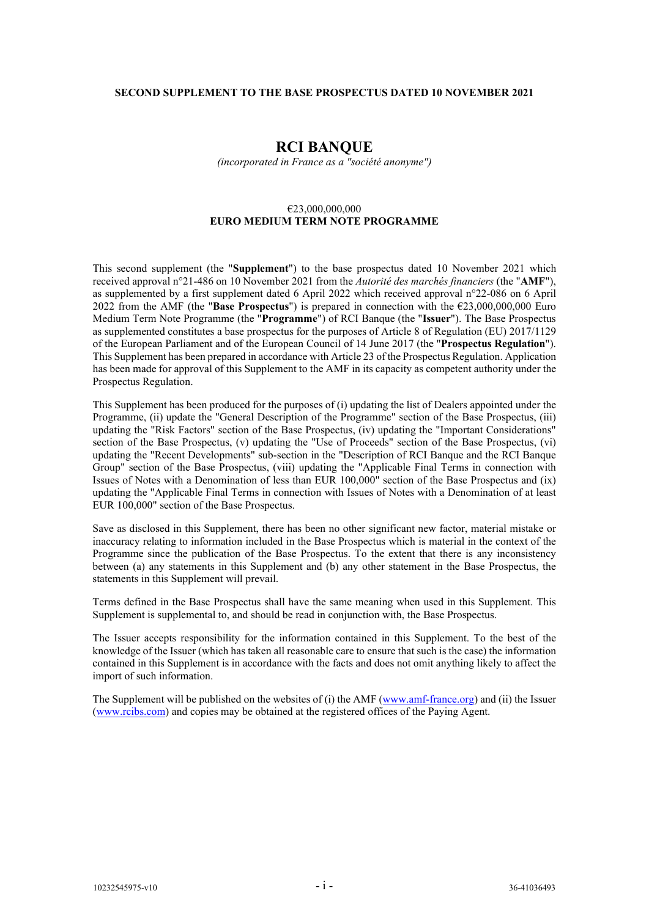**SECOND SUPPLEMENT TO THE BASE PROSPECTUS DATED 10 NOVEMBER 2021**

# RCI BANQUE

*(incorporated in France as a "société anonyme")*

€23,000,000,000
**EURO MEDIUM TERM NOTE PROGRAMME**

This second supplement (the "**Supplement**") to the base prospectus dated 10 November 2021 which received approval n°21-486 on 10 November 2021 from the *Autorité des marchés financiers* (the "**AMF**"), as supplemented by a first supplement dated 6 April 2022 which received approval n°22-086 on 6 April 2022 from the AMF (the "**Base Prospectus**") is prepared in connection with the €23,000,000,000 Euro Medium Term Note Programme (the "**Programme**") of RCI Banque (the "**Issuer**"). The Base Prospectus as supplemented constitutes a base prospectus for the purposes of Article 8 of Regulation (EU) 2017/1129 of the European Parliament and of the European Council of 14 June 2017 (the "**Prospectus Regulation**"). This Supplement has been prepared in accordance with Article 23 of the Prospectus Regulation. Application has been made for approval of this Supplement to the AMF in its capacity as competent authority under the Prospectus Regulation.

This Supplement has been produced for the purposes of (i) updating the list of Dealers appointed under the Programme, (ii) update the "General Description of the Programme" section of the Base Prospectus, (iii) updating the "Risk Factors" section of the Base Prospectus, (iv) updating the "Important Considerations" section of the Base Prospectus, (v) updating the "Use of Proceeds" section of the Base Prospectus, (vi) updating the "Recent Developments" sub-section in the "Description of RCI Banque and the RCI Banque Group" section of the Base Prospectus, (viii) updating the "Applicable Final Terms in connection with Issues of Notes with a Denomination of less than EUR 100,000" section of the Base Prospectus and (ix) updating the "Applicable Final Terms in connection with Issues of Notes with a Denomination of at least EUR 100,000" section of the Base Prospectus.

Save as disclosed in this Supplement, there has been no other significant new factor, material mistake or inaccuracy relating to information included in the Base Prospectus which is material in the context of the Programme since the publication of the Base Prospectus. To the extent that there is any inconsistency between (a) any statements in this Supplement and (b) any other statement in the Base Prospectus, the statements in this Supplement will prevail.

Terms defined in the Base Prospectus shall have the same meaning when used in this Supplement. This Supplement is supplemental to, and should be read in conjunction with, the Base Prospectus.

The Issuer accepts responsibility for the information contained in this Supplement. To the best of the knowledge of the Issuer (which has taken all reasonable care to ensure that such is the case) the information contained in this Supplement is in accordance with the facts and does not omit anything likely to affect the import of such information.

The Supplement will be published on the websites of (i) the AMF (www.amf-france.org) and (ii) the Issuer (www.rcibs.com) and copies may be obtained at the registered offices of the Paying Agent.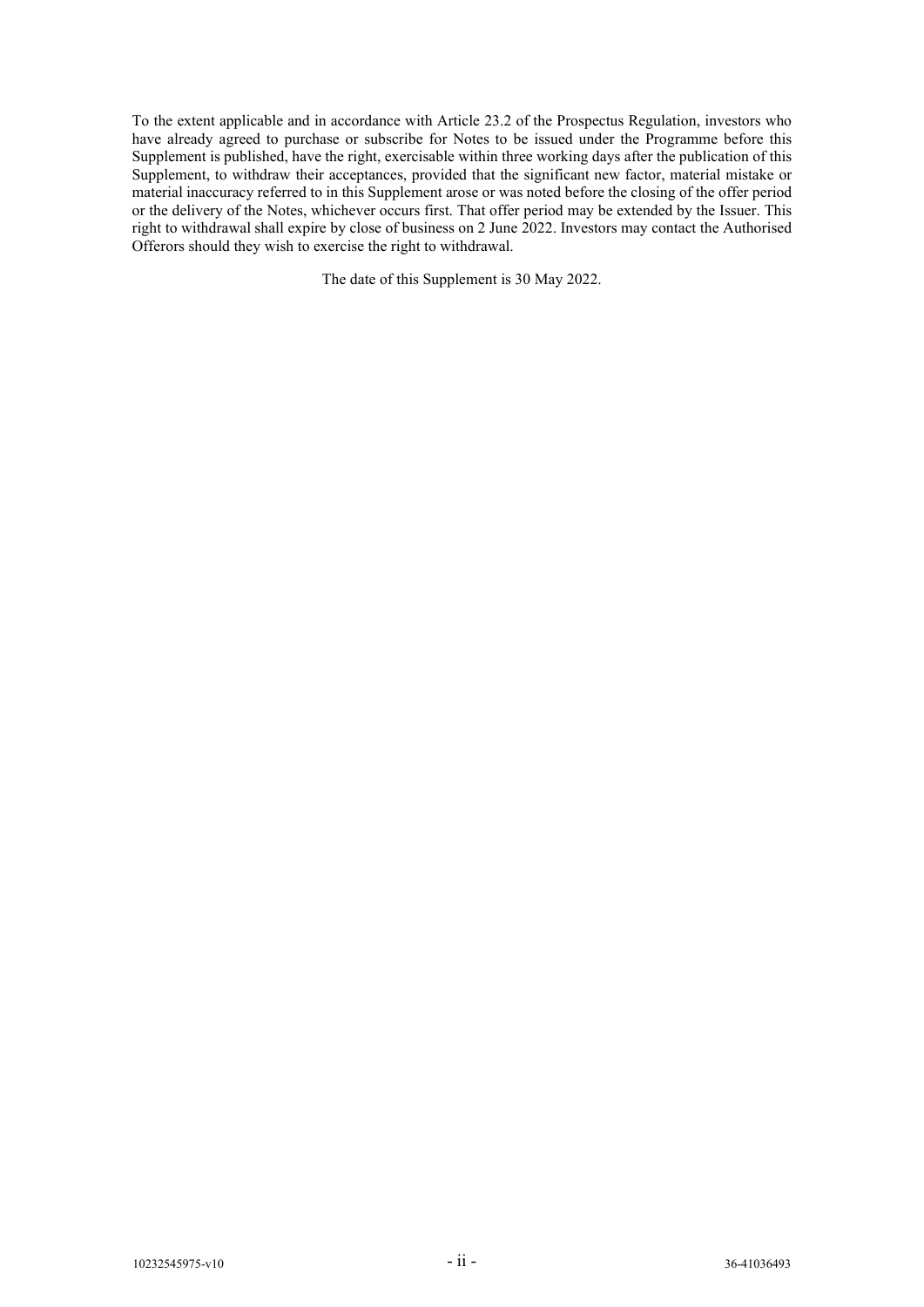To the extent applicable and in accordance with Article 23.2 of the Prospectus Regulation, investors who have already agreed to purchase or subscribe for Notes to be issued under the Programme before this Supplement is published, have the right, exercisable within three working days after the publication of this Supplement, to withdraw their acceptances, provided that the significant new factor, material mistake or material inaccuracy referred to in this Supplement arose or was noted before the closing of the offer period or the delivery of the Notes, whichever occurs first. That offer period may be extended by the Issuer. This right to withdrawal shall expire by close of business on 2 June 2022. Investors may contact the Authorised Offerors should they wish to exercise the right to withdrawal.

The date of this Supplement is 30 May 2022.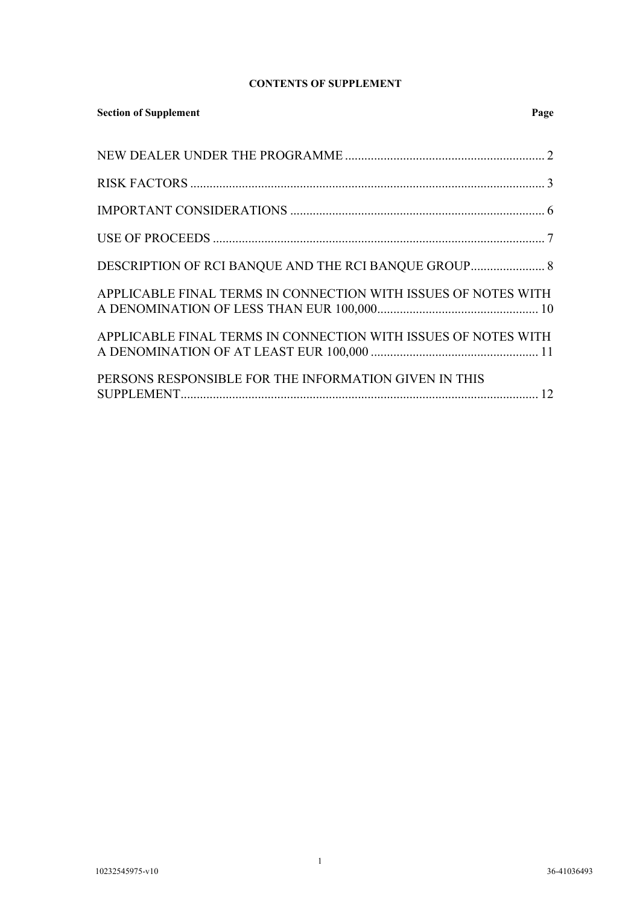**CONTENTS OF SUPPLEMENT**

| Section of Supplement | Page |
|---|---|
| NEW DEALER UNDER THE PROGRAMME | 2 |
| RISK FACTORS | 3 |
| IMPORTANT CONSIDERATIONS | 6 |
| USE OF PROCEEDS | 7 |
| DESCRIPTION OF RCI BANQUE AND THE RCI BANQUE GROUP | 8 |
| APPLICABLE FINAL TERMS IN CONNECTION WITH ISSUES OF NOTES WITH A DENOMINATION OF LESS THAN EUR 100,000 | 10 |
| APPLICABLE FINAL TERMS IN CONNECTION WITH ISSUES OF NOTES WITH A DENOMINATION OF AT LEAST EUR 100,000 | 11 |
| PERSONS RESPONSIBLE FOR THE INFORMATION GIVEN IN THIS SUPPLEMENT | 12 |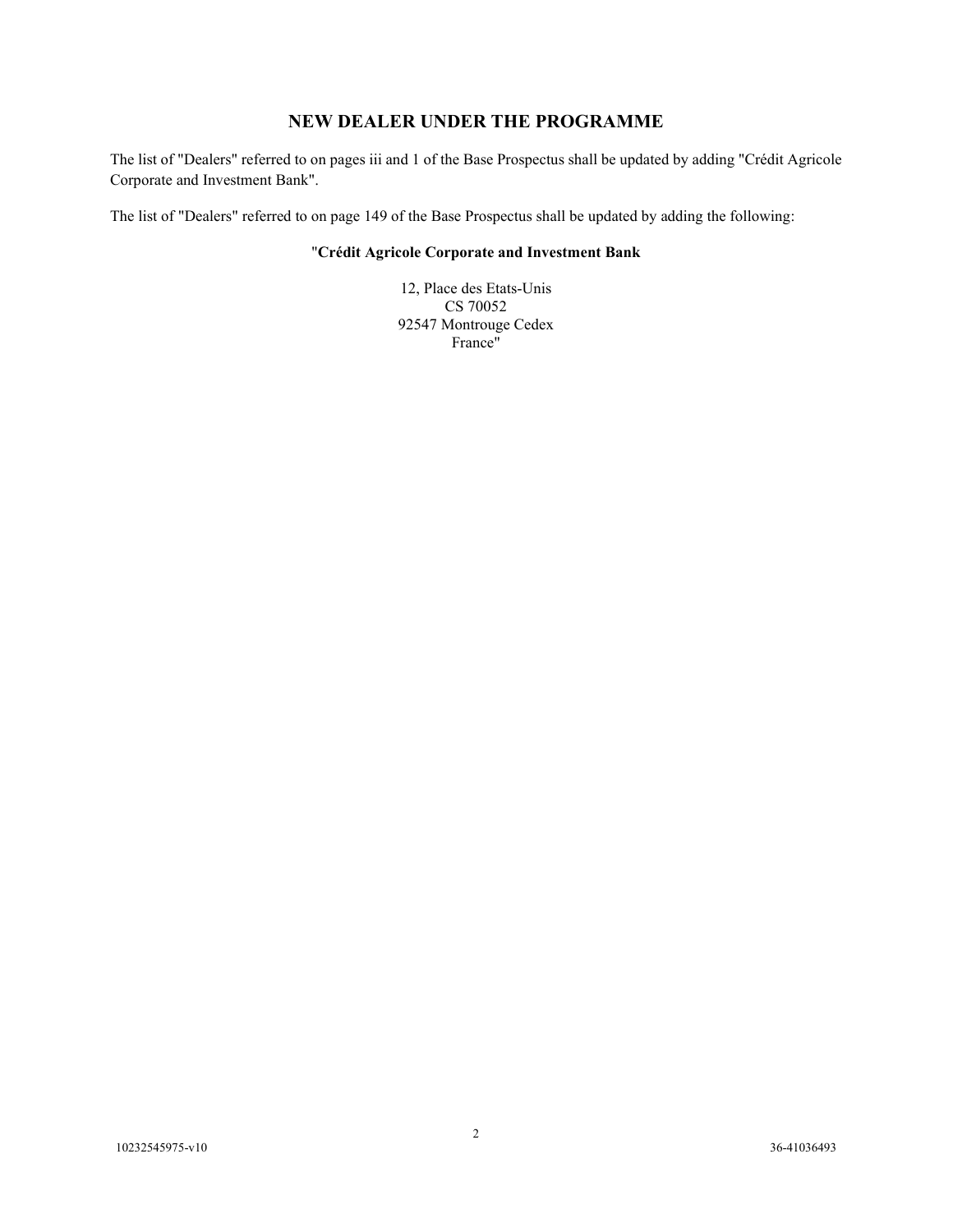## NEW DEALER UNDER THE PROGRAMME

The list of "Dealers" referred to on pages iii and 1 of the Base Prospectus shall be updated by adding "Crédit Agricole Corporate and Investment Bank".

The list of "Dealers" referred to on page 149 of the Base Prospectus shall be updated by adding the following:

"**Crédit Agricole Corporate and Investment Bank**

12, Place des Etats-Unis
CS 70052
92547 Montrouge Cedex
France"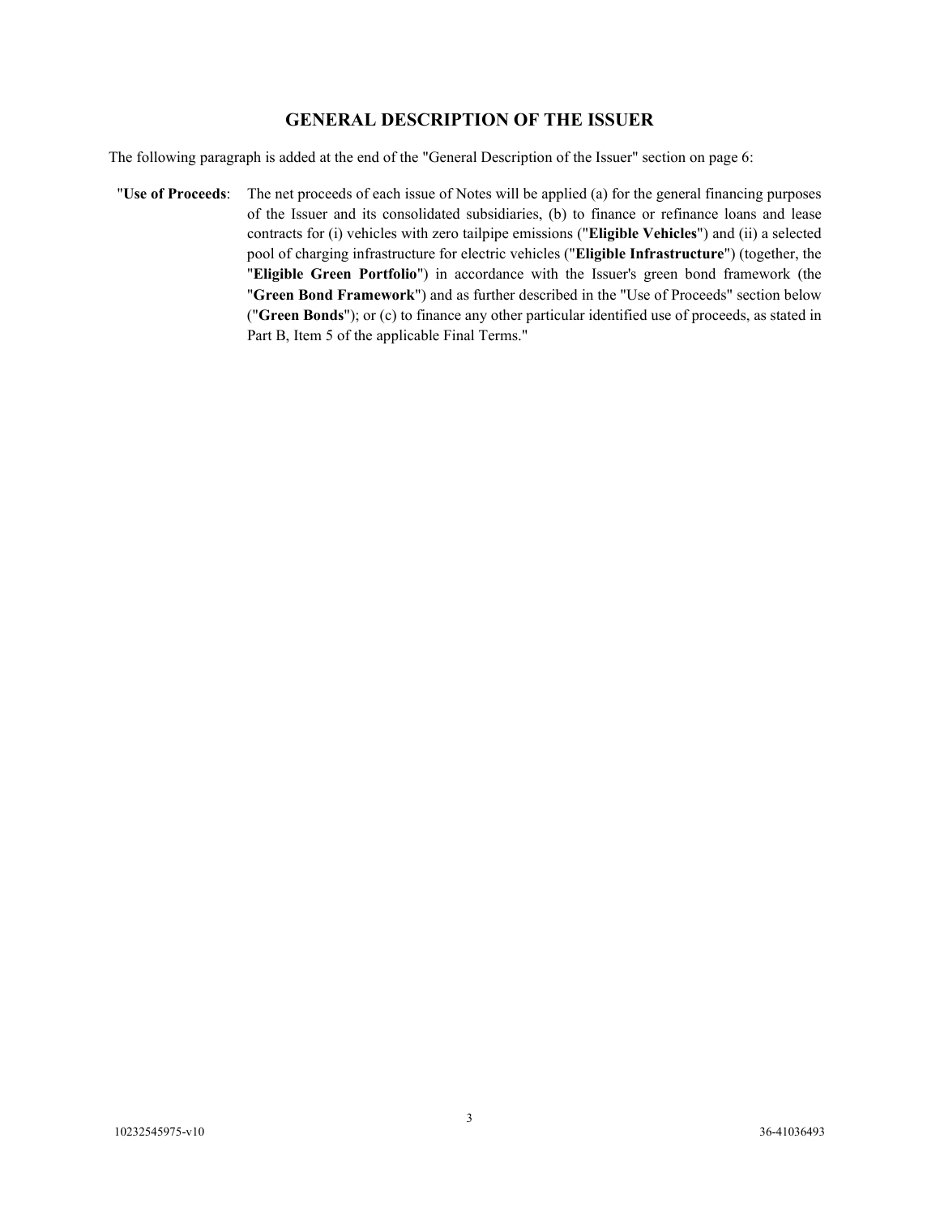## GENERAL DESCRIPTION OF THE ISSUER

The following paragraph is added at the end of the "General Description of the Issuer" section on page 6:

"**Use of Proceeds**: The net proceeds of each issue of Notes will be applied (a) for the general financing purposes of the Issuer and its consolidated subsidiaries, (b) to finance or refinance loans and lease contracts for (i) vehicles with zero tailpipe emissions ("**Eligible Vehicles**") and (ii) a selected pool of charging infrastructure for electric vehicles ("**Eligible Infrastructure**") (together, the "**Eligible Green Portfolio**") in accordance with the Issuer's green bond framework (the "**Green Bond Framework**") and as further described in the "Use of Proceeds" section below ("**Green Bonds**"); or (c) to finance any other particular identified use of proceeds, as stated in Part B, Item 5 of the applicable Final Terms."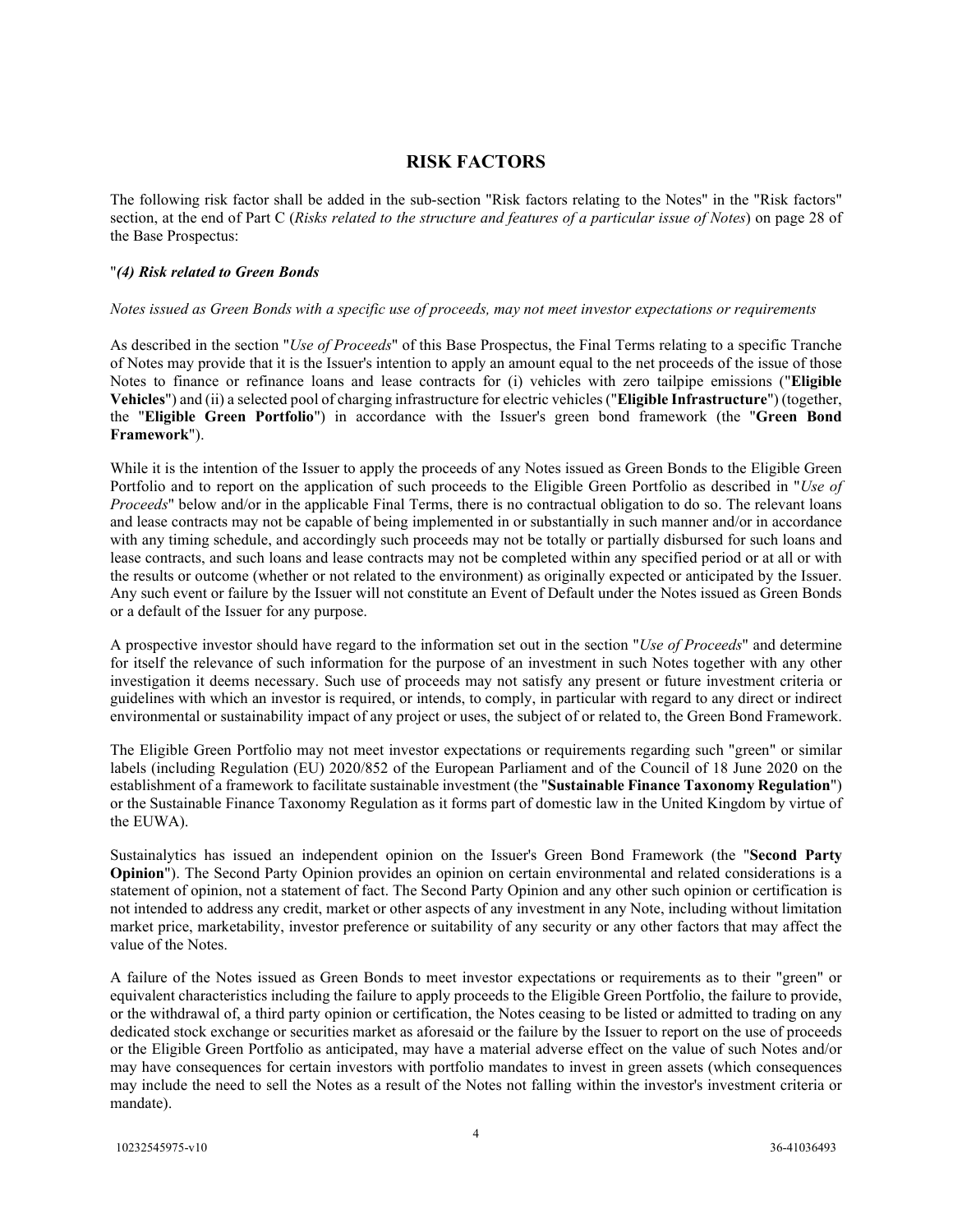# RISK FACTORS

The following risk factor shall be added in the sub-section "Risk factors relating to the Notes" in the "Risk factors" section, at the end of Part C (*Risks related to the structure and features of a particular issue of Notes*) on page 28 of the Base Prospectus:

"***(4) Risk related to Green Bonds***

*Notes issued as Green Bonds with a specific use of proceeds, may not meet investor expectations or requirements*

As described in the section "*Use of Proceeds*" of this Base Prospectus, the Final Terms relating to a specific Tranche of Notes may provide that it is the Issuer's intention to apply an amount equal to the net proceeds of the issue of those Notes to finance or refinance loans and lease contracts for (i) vehicles with zero tailpipe emissions ("**Eligible Vehicles**") and (ii) a selected pool of charging infrastructure for electric vehicles ("**Eligible Infrastructure**") (together, the "**Eligible Green Portfolio**") in accordance with the Issuer's green bond framework (the "**Green Bond Framework**").

While it is the intention of the Issuer to apply the proceeds of any Notes issued as Green Bonds to the Eligible Green Portfolio and to report on the application of such proceeds to the Eligible Green Portfolio as described in "*Use of Proceeds*" below and/or in the applicable Final Terms, there is no contractual obligation to do so. The relevant loans and lease contracts may not be capable of being implemented in or substantially in such manner and/or in accordance with any timing schedule, and accordingly such proceeds may not be totally or partially disbursed for such loans and lease contracts, and such loans and lease contracts may not be completed within any specified period or at all or with the results or outcome (whether or not related to the environment) as originally expected or anticipated by the Issuer. Any such event or failure by the Issuer will not constitute an Event of Default under the Notes issued as Green Bonds or a default of the Issuer for any purpose.

A prospective investor should have regard to the information set out in the section "*Use of Proceeds*" and determine for itself the relevance of such information for the purpose of an investment in such Notes together with any other investigation it deems necessary. Such use of proceeds may not satisfy any present or future investment criteria or guidelines with which an investor is required, or intends, to comply, in particular with regard to any direct or indirect environmental or sustainability impact of any project or uses, the subject of or related to, the Green Bond Framework.

The Eligible Green Portfolio may not meet investor expectations or requirements regarding such "green" or similar labels (including Regulation (EU) 2020/852 of the European Parliament and of the Council of 18 June 2020 on the establishment of a framework to facilitate sustainable investment (the "**Sustainable Finance Taxonomy Regulation**") or the Sustainable Finance Taxonomy Regulation as it forms part of domestic law in the United Kingdom by virtue of the EUWA).

Sustainalytics has issued an independent opinion on the Issuer's Green Bond Framework (the "**Second Party Opinion**"). The Second Party Opinion provides an opinion on certain environmental and related considerations is a statement of opinion, not a statement of fact. The Second Party Opinion and any other such opinion or certification is not intended to address any credit, market or other aspects of any investment in any Note, including without limitation market price, marketability, investor preference or suitability of any security or any other factors that may affect the value of the Notes.

A failure of the Notes issued as Green Bonds to meet investor expectations or requirements as to their "green" or equivalent characteristics including the failure to apply proceeds to the Eligible Green Portfolio, the failure to provide, or the withdrawal of, a third party opinion or certification, the Notes ceasing to be listed or admitted to trading on any dedicated stock exchange or securities market as aforesaid or the failure by the Issuer to report on the use of proceeds or the Eligible Green Portfolio as anticipated, may have a material adverse effect on the value of such Notes and/or may have consequences for certain investors with portfolio mandates to invest in green assets (which consequences may include the need to sell the Notes as a result of the Notes not falling within the investor's investment criteria or mandate).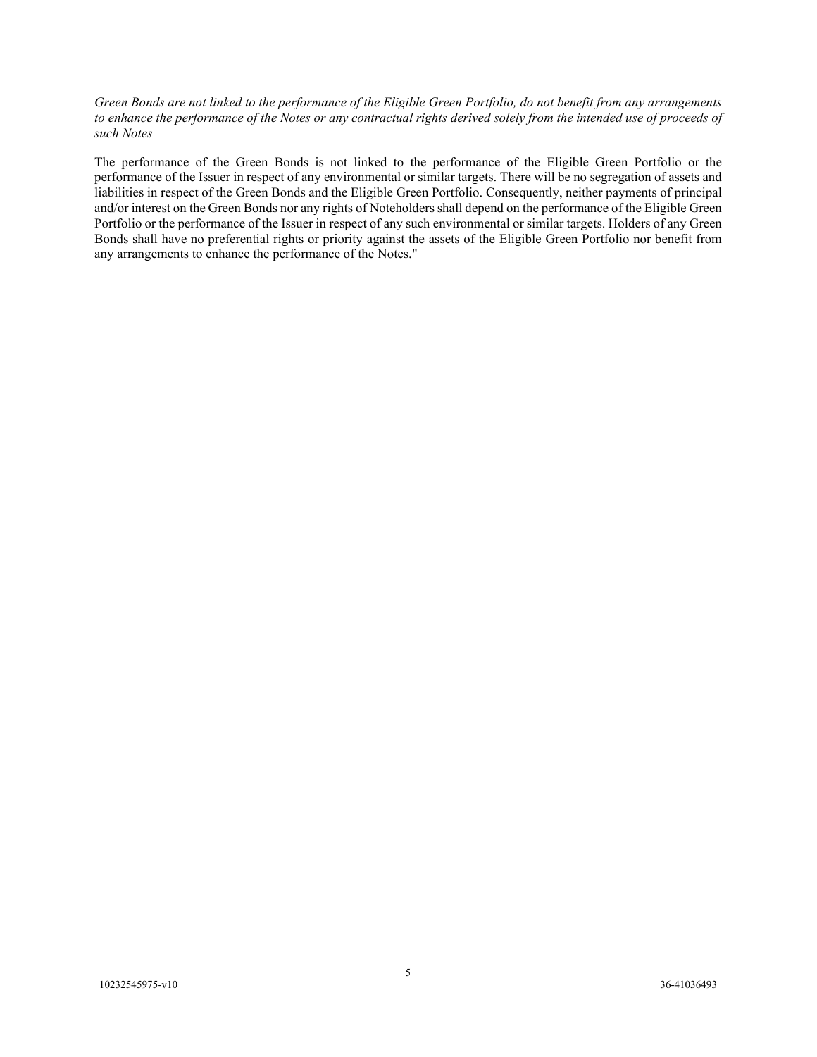*Green Bonds are not linked to the performance of the Eligible Green Portfolio, do not benefit from any arrangements to enhance the performance of the Notes or any contractual rights derived solely from the intended use of proceeds of such Notes*

The performance of the Green Bonds is not linked to the performance of the Eligible Green Portfolio or the performance of the Issuer in respect of any environmental or similar targets. There will be no segregation of assets and liabilities in respect of the Green Bonds and the Eligible Green Portfolio. Consequently, neither payments of principal and/or interest on the Green Bonds nor any rights of Noteholders shall depend on the performance of the Eligible Green Portfolio or the performance of the Issuer in respect of any such environmental or similar targets. Holders of any Green Bonds shall have no preferential rights or priority against the assets of the Eligible Green Portfolio nor benefit from any arrangements to enhance the performance of the Notes."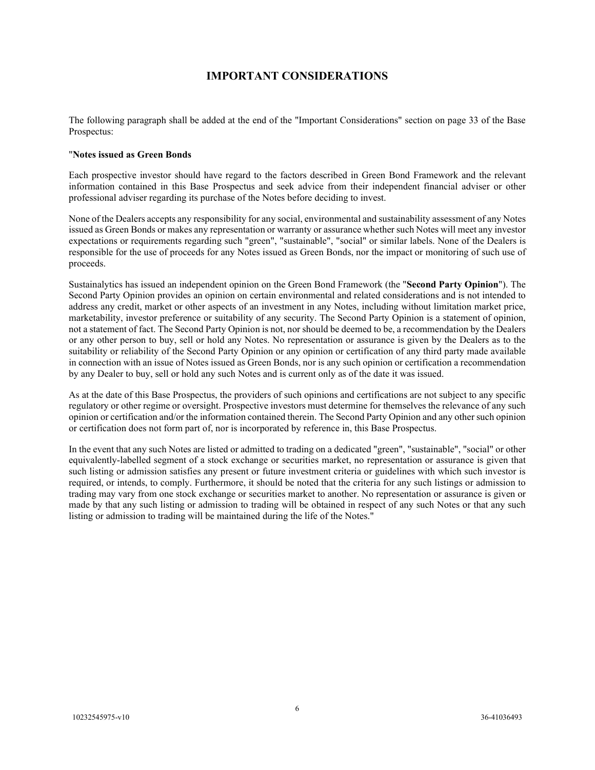# IMPORTANT CONSIDERATIONS

The following paragraph shall be added at the end of the "Important Considerations" section on page 33 of the Base Prospectus:

"**Notes issued as Green Bonds**

Each prospective investor should have regard to the factors described in Green Bond Framework and the relevant information contained in this Base Prospectus and seek advice from their independent financial adviser or other professional adviser regarding its purchase of the Notes before deciding to invest.

None of the Dealers accepts any responsibility for any social, environmental and sustainability assessment of any Notes issued as Green Bonds or makes any representation or warranty or assurance whether such Notes will meet any investor expectations or requirements regarding such "green", "sustainable", "social" or similar labels. None of the Dealers is responsible for the use of proceeds for any Notes issued as Green Bonds, nor the impact or monitoring of such use of proceeds.

Sustainalytics has issued an independent opinion on the Green Bond Framework (the "**Second Party Opinion**"). The Second Party Opinion provides an opinion on certain environmental and related considerations and is not intended to address any credit, market or other aspects of an investment in any Notes, including without limitation market price, marketability, investor preference or suitability of any security. The Second Party Opinion is a statement of opinion, not a statement of fact. The Second Party Opinion is not, nor should be deemed to be, a recommendation by the Dealers or any other person to buy, sell or hold any Notes. No representation or assurance is given by the Dealers as to the suitability or reliability of the Second Party Opinion or any opinion or certification of any third party made available in connection with an issue of Notes issued as Green Bonds, nor is any such opinion or certification a recommendation by any Dealer to buy, sell or hold any such Notes and is current only as of the date it was issued.

As at the date of this Base Prospectus, the providers of such opinions and certifications are not subject to any specific regulatory or other regime or oversight. Prospective investors must determine for themselves the relevance of any such opinion or certification and/or the information contained therein. The Second Party Opinion and any other such opinion or certification does not form part of, nor is incorporated by reference in, this Base Prospectus.

In the event that any such Notes are listed or admitted to trading on a dedicated "green", "sustainable", "social" or other equivalently-labelled segment of a stock exchange or securities market, no representation or assurance is given that such listing or admission satisfies any present or future investment criteria or guidelines with which such investor is required, or intends, to comply. Furthermore, it should be noted that the criteria for any such listings or admission to trading may vary from one stock exchange or securities market to another. No representation or assurance is given or made by that any such listing or admission to trading will be obtained in respect of any such Notes or that any such listing or admission to trading will be maintained during the life of the Notes."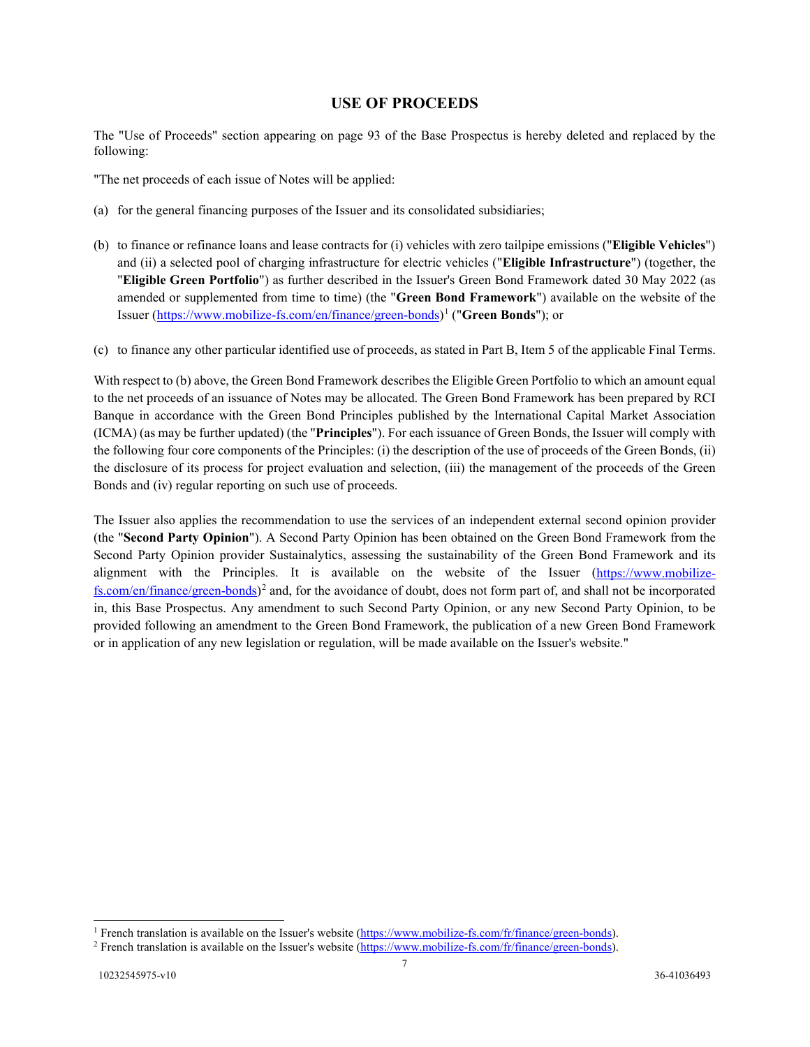## USE OF PROCEEDS

The "Use of Proceeds" section appearing on page 93 of the Base Prospectus is hereby deleted and replaced by the following:

"The net proceeds of each issue of Notes will be applied:

(a) for the general financing purposes of the Issuer and its consolidated subsidiaries;

(b) to finance or refinance loans and lease contracts for (i) vehicles with zero tailpipe emissions ("**Eligible Vehicles**") and (ii) a selected pool of charging infrastructure for electric vehicles ("**Eligible Infrastructure**") (together, the "**Eligible Green Portfolio**") as further described in the Issuer's Green Bond Framework dated 30 May 2022 (as amended or supplemented from time to time) (the "**Green Bond Framework**") available on the website of the Issuer (https://www.mobilize-fs.com/en/finance/green-bonds)[1] ("**Green Bonds**"); or

(c) to finance any other particular identified use of proceeds, as stated in Part B, Item 5 of the applicable Final Terms.

With respect to (b) above, the Green Bond Framework describes the Eligible Green Portfolio to which an amount equal to the net proceeds of an issuance of Notes may be allocated. The Green Bond Framework has been prepared by RCI Banque in accordance with the Green Bond Principles published by the International Capital Market Association (ICMA) (as may be further updated) (the "**Principles**"). For each issuance of Green Bonds, the Issuer will comply with the following four core components of the Principles: (i) the description of the use of proceeds of the Green Bonds, (ii) the disclosure of its process for project evaluation and selection, (iii) the management of the proceeds of the Green Bonds and (iv) regular reporting on such use of proceeds.

The Issuer also applies the recommendation to use the services of an independent external second opinion provider (the "**Second Party Opinion**"). A Second Party Opinion has been obtained on the Green Bond Framework from the Second Party Opinion provider Sustainalytics, assessing the sustainability of the Green Bond Framework and its alignment with the Principles. It is available on the website of the Issuer (https://www.mobilize-fs.com/en/finance/green-bonds)[2] and, for the avoidance of doubt, does not form part of, and shall not be incorporated in, this Base Prospectus. Any amendment to such Second Party Opinion, or any new Second Party Opinion, to be provided following an amendment to the Green Bond Framework, the publication of a new Green Bond Framework or in application of any new legislation or regulation, will be made available on the Issuer's website."

---

[1] French translation is available on the Issuer's website (https://www.mobilize-fs.com/fr/finance/green-bonds).

[2] French translation is available on the Issuer's website (https://www.mobilize-fs.com/fr/finance/green-bonds).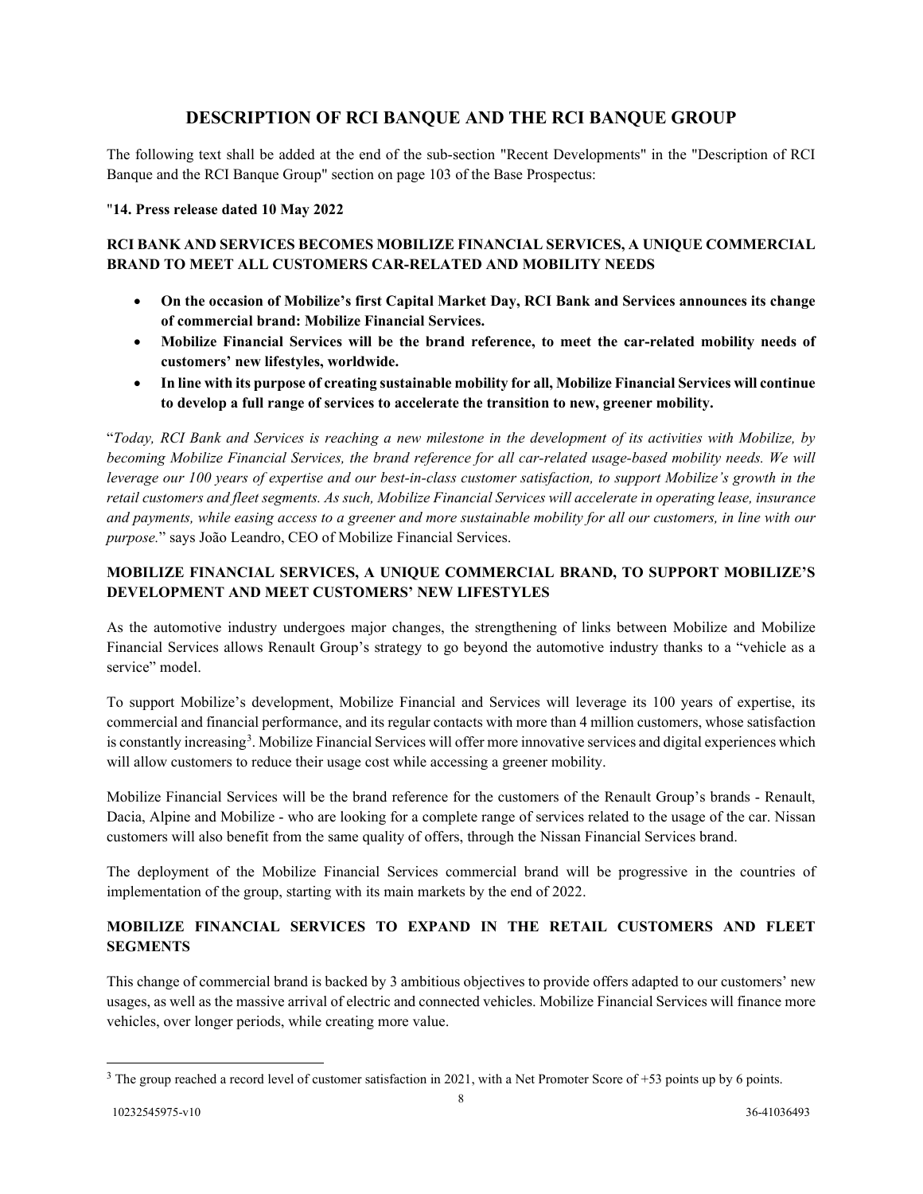# DESCRIPTION OF RCI BANQUE AND THE RCI BANQUE GROUP

The following text shall be added at the end of the sub-section "Recent Developments" in the "Description of RCI Banque and the RCI Banque Group" section on page 103 of the Base Prospectus:

"**14. Press release dated 10 May 2022**

**RCI BANK AND SERVICES BECOMES MOBILIZE FINANCIAL SERVICES, A UNIQUE COMMERCIAL BRAND TO MEET ALL CUSTOMERS CAR-RELATED AND MOBILITY NEEDS**

- **On the occasion of Mobilize's first Capital Market Day, RCI Bank and Services announces its change of commercial brand: Mobilize Financial Services.**
- **Mobilize Financial Services will be the brand reference, to meet the car-related mobility needs of customers' new lifestyles, worldwide.**
- **In line with its purpose of creating sustainable mobility for all, Mobilize Financial Services will continue to develop a full range of services to accelerate the transition to new, greener mobility.**

"*Today, RCI Bank and Services is reaching a new milestone in the development of its activities with Mobilize, by becoming Mobilize Financial Services, the brand reference for all car-related usage-based mobility needs. We will leverage our 100 years of expertise and our best-in-class customer satisfaction, to support Mobilize's growth in the retail customers and fleet segments. As such, Mobilize Financial Services will accelerate in operating lease, insurance and payments, while easing access to a greener and more sustainable mobility for all our customers, in line with our purpose.*" says João Leandro, CEO of Mobilize Financial Services.

**MOBILIZE FINANCIAL SERVICES, A UNIQUE COMMERCIAL BRAND, TO SUPPORT MOBILIZE'S DEVELOPMENT AND MEET CUSTOMERS' NEW LIFESTYLES**

As the automotive industry undergoes major changes, the strengthening of links between Mobilize and Mobilize Financial Services allows Renault Group's strategy to go beyond the automotive industry thanks to a "vehicle as a service" model.

To support Mobilize's development, Mobilize Financial and Services will leverage its 100 years of expertise, its commercial and financial performance, and its regular contacts with more than 4 million customers, whose satisfaction is constantly increasing[3]. Mobilize Financial Services will offer more innovative services and digital experiences which will allow customers to reduce their usage cost while accessing a greener mobility.

Mobilize Financial Services will be the brand reference for the customers of the Renault Group's brands - Renault, Dacia, Alpine and Mobilize - who are looking for a complete range of services related to the usage of the car. Nissan customers will also benefit from the same quality of offers, through the Nissan Financial Services brand.

The deployment of the Mobilize Financial Services commercial brand will be progressive in the countries of implementation of the group, starting with its main markets by the end of 2022.

**MOBILIZE FINANCIAL SERVICES TO EXPAND IN THE RETAIL CUSTOMERS AND FLEET SEGMENTS**

This change of commercial brand is backed by 3 ambitious objectives to provide offers adapted to our customers' new usages, as well as the massive arrival of electric and connected vehicles. Mobilize Financial Services will finance more vehicles, over longer periods, while creating more value.

[3] The group reached a record level of customer satisfaction in 2021, with a Net Promoter Score of +53 points up by 6 points.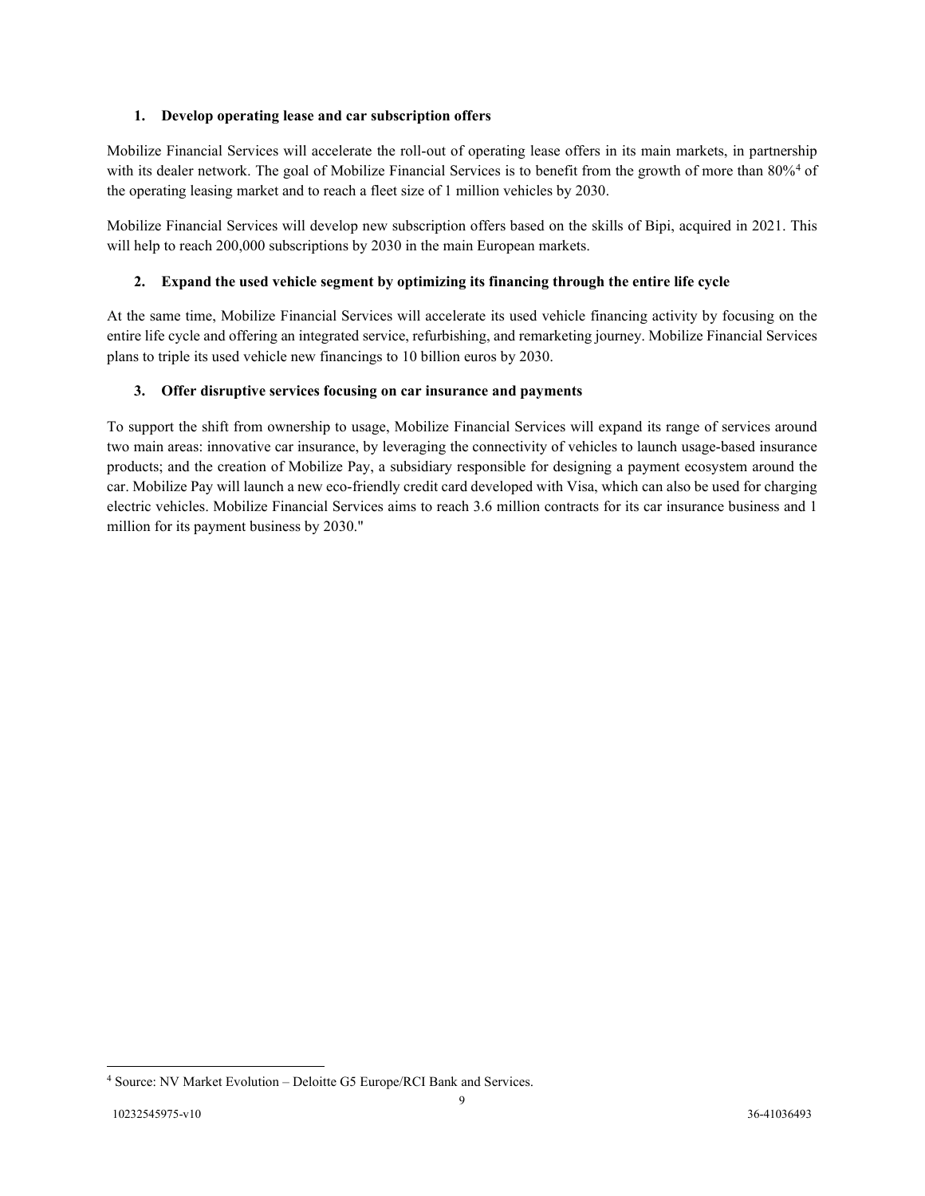### 1. Develop operating lease and car subscription offers

Mobilize Financial Services will accelerate the roll-out of operating lease offers in its main markets, in partnership with its dealer network. The goal of Mobilize Financial Services is to benefit from the growth of more than 80%[4] of the operating leasing market and to reach a fleet size of 1 million vehicles by 2030.

Mobilize Financial Services will develop new subscription offers based on the skills of Bipi, acquired in 2021. This will help to reach 200,000 subscriptions by 2030 in the main European markets.

### 2. Expand the used vehicle segment by optimizing its financing through the entire life cycle

At the same time, Mobilize Financial Services will accelerate its used vehicle financing activity by focusing on the entire life cycle and offering an integrated service, refurbishing, and remarketing journey. Mobilize Financial Services plans to triple its used vehicle new financings to 10 billion euros by 2030.

### 3. Offer disruptive services focusing on car insurance and payments

To support the shift from ownership to usage, Mobilize Financial Services will expand its range of services around two main areas: innovative car insurance, by leveraging the connectivity of vehicles to launch usage-based insurance products; and the creation of Mobilize Pay, a subsidiary responsible for designing a payment ecosystem around the car. Mobilize Pay will launch a new eco-friendly credit card developed with Visa, which can also be used for charging electric vehicles. Mobilize Financial Services aims to reach 3.6 million contracts for its car insurance business and 1 million for its payment business by 2030."

---

[4] Source: NV Market Evolution – Deloitte G5 Europe/RCI Bank and Services.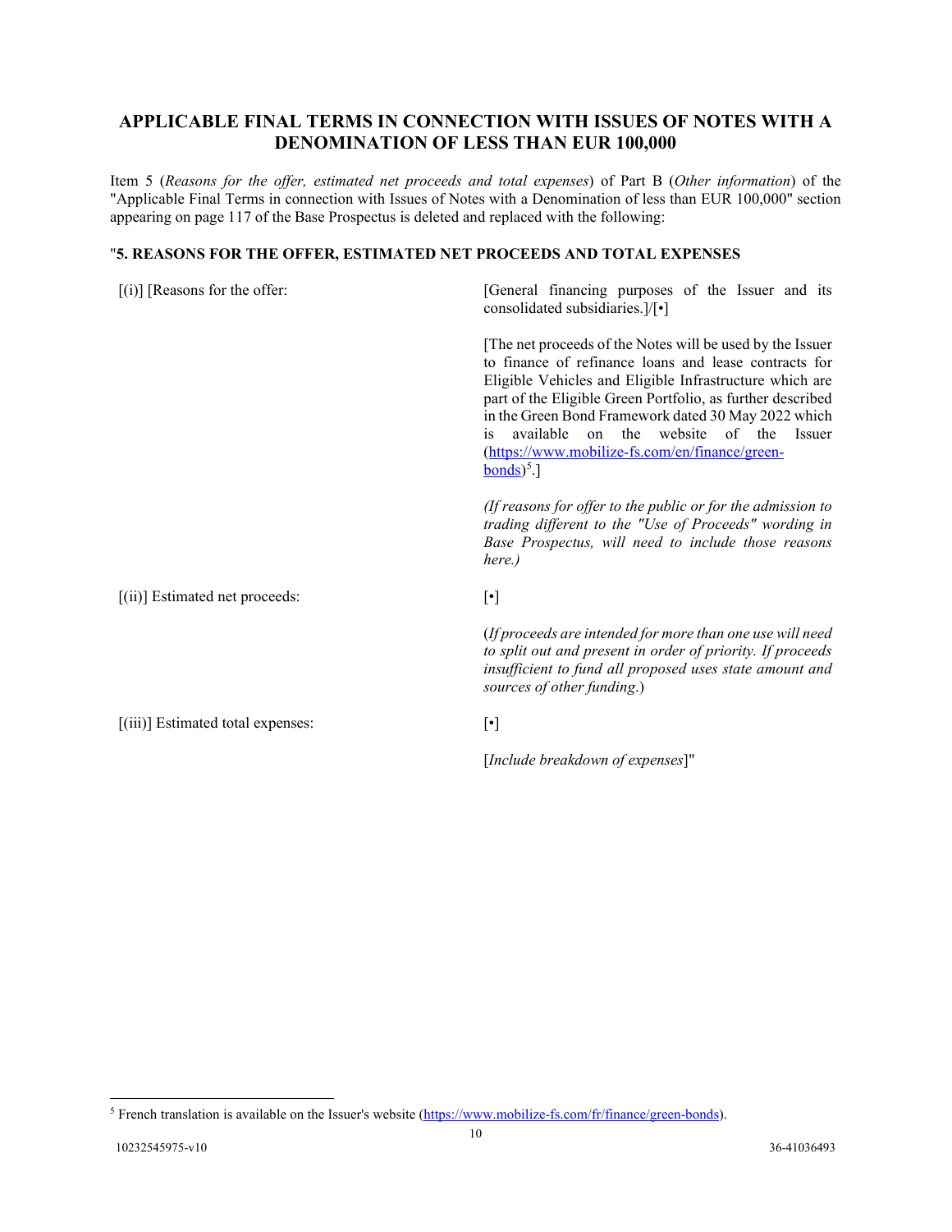## APPLICABLE FINAL TERMS IN CONNECTION WITH ISSUES OF NOTES WITH A DENOMINATION OF LESS THAN EUR 100,000

Item 5 (*Reasons for the offer, estimated net proceeds and total expenses*) of Part B (*Other information*) of the "Applicable Final Terms in connection with Issues of Notes with a Denomination of less than EUR 100,000" section appearing on page 117 of the Base Prospectus is deleted and replaced with the following:

"**5. REASONS FOR THE OFFER, ESTIMATED NET PROCEEDS AND TOTAL EXPENSES**

| | |
|---|---|
| [(i)] [Reasons for the offer: | [General financing purposes of the Issuer and its consolidated subsidiaries.]/[•]<br><br>[The net proceeds of the Notes will be used by the Issuer to finance of refinance loans and lease contracts for Eligible Vehicles and Eligible Infrastructure which are part of the Eligible Green Portfolio, as further described in the Green Bond Framework dated 30 May 2022 which is available on the website of the Issuer (https://www.mobilize-fs.com/en/finance/green-bonds)[5].]<br><br>*(If reasons for offer to the public or for the admission to trading different to the "Use of Proceeds" wording in Base Prospectus, will need to include those reasons here.)* |
| [(ii)] Estimated net proceeds: | [•]<br><br>(*If proceeds are intended for more than one use will need to split out and present in order of priority. If proceeds insufficient to fund all proposed uses state amount and sources of other funding.*) |
| [(iii)] Estimated total expenses: | [•]<br><br>[*Include breakdown of expenses*]" |

[5] French translation is available on the Issuer's website (https://www.mobilize-fs.com/fr/finance/green-bonds).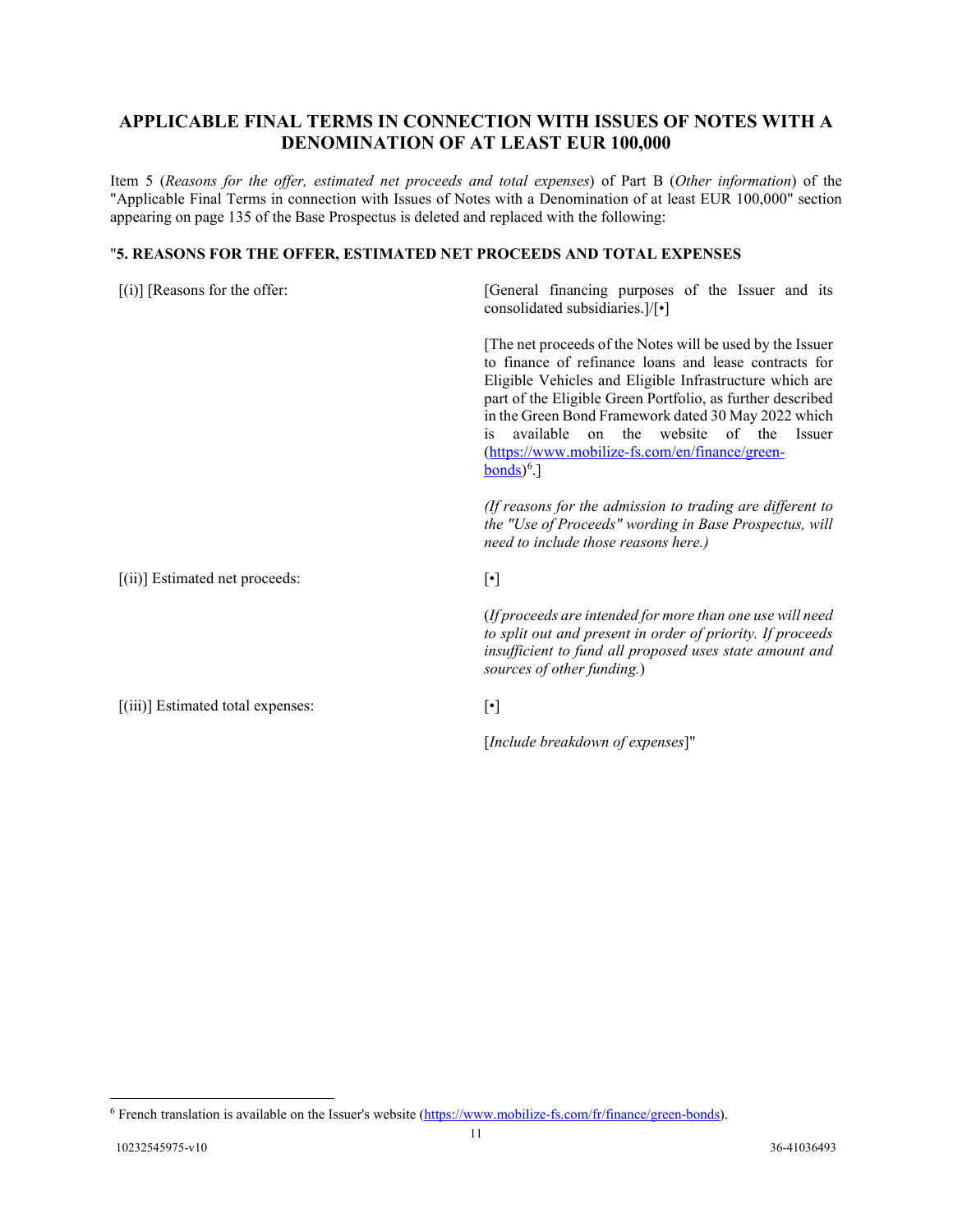## APPLICABLE FINAL TERMS IN CONNECTION WITH ISSUES OF NOTES WITH A DENOMINATION OF AT LEAST EUR 100,000

Item 5 (*Reasons for the offer, estimated net proceeds and total expenses*) of Part B (*Other information*) of the "Applicable Final Terms in connection with Issues of Notes with a Denomination of at least EUR 100,000" section appearing on page 135 of the Base Prospectus is deleted and replaced with the following:

"**5. REASONS FOR THE OFFER, ESTIMATED NET PROCEEDS AND TOTAL EXPENSES**

| | |
|---|---|
| [(i)] [Reasons for the offer: | [General financing purposes of the Issuer and its consolidated subsidiaries.]/[•]<br><br>[The net proceeds of the Notes will be used by the Issuer to finance of refinance loans and lease contracts for Eligible Vehicles and Eligible Infrastructure which are part of the Eligible Green Portfolio, as further described in the Green Bond Framework dated 30 May 2022 which is available on the website of the Issuer (https://www.mobilize-fs.com/en/finance/green-bonds)[6].]<br><br>*(If reasons for the admission to trading are different to the "Use of Proceeds" wording in Base Prospectus, will need to include those reasons here.)* |
| [(ii)] Estimated net proceeds: | [•]<br><br>(*If proceeds are intended for more than one use will need to split out and present in order of priority. If proceeds insufficient to fund all proposed uses state amount and sources of other funding.*) |
| [(iii)] Estimated total expenses: | [•]<br><br>[*Include breakdown of expenses*]" |

[6] French translation is available on the Issuer's website (https://www.mobilize-fs.com/fr/finance/green-bonds).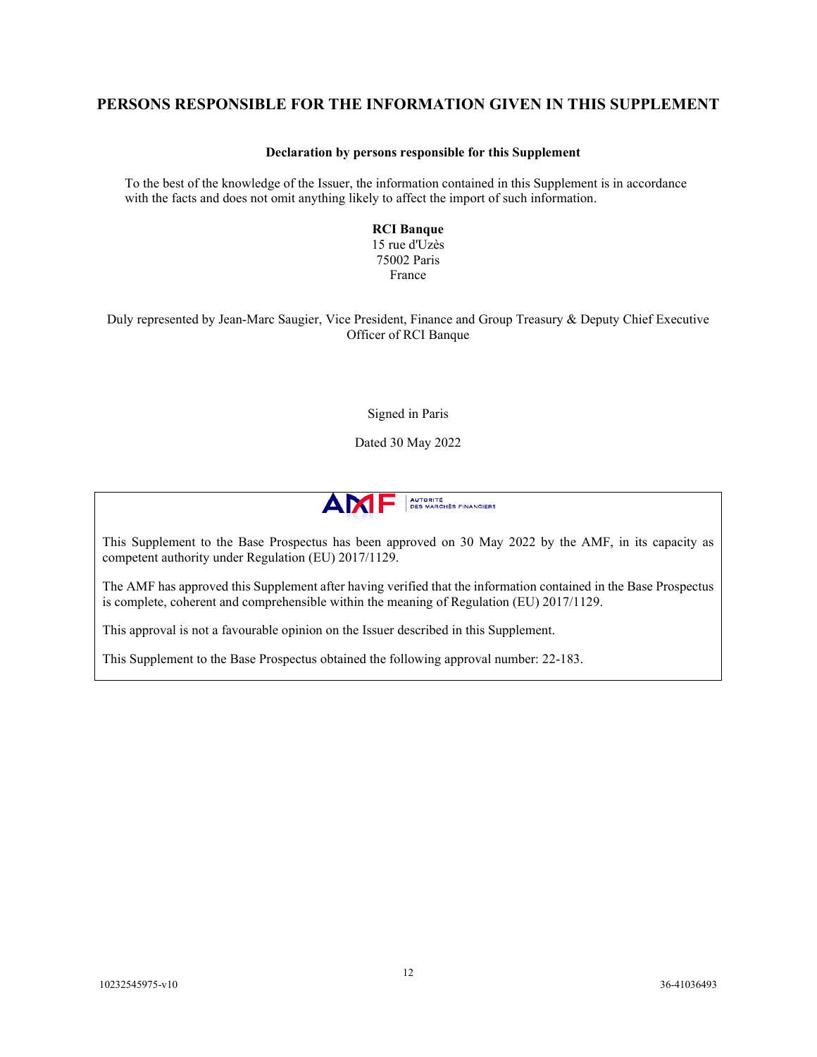# PERSONS RESPONSIBLE FOR THE INFORMATION GIVEN IN THIS SUPPLEMENT

**Declaration by persons responsible for this Supplement**

To the best of the knowledge of the Issuer, the information contained in this Supplement is in accordance with the facts and does not omit anything likely to affect the import of such information.

**RCI Banque**
15 rue d'Uzès
75002 Paris
France

Duly represented by Jean-Marc Saugier, Vice President, Finance and Group Treasury & Deputy Chief Executive Officer of RCI Banque

Signed in Paris

Dated 30 May 2022

AMF | AUTORITÉ DES MARCHÉS FINANCIERS

This Supplement to the Base Prospectus has been approved on 30 May 2022 by the AMF, in its capacity as competent authority under Regulation (EU) 2017/1129.

The AMF has approved this Supplement after having verified that the information contained in the Base Prospectus is complete, coherent and comprehensible within the meaning of Regulation (EU) 2017/1129.

This approval is not a favourable opinion on the Issuer described in this Supplement.

This Supplement to the Base Prospectus obtained the following approval number: 22-183.